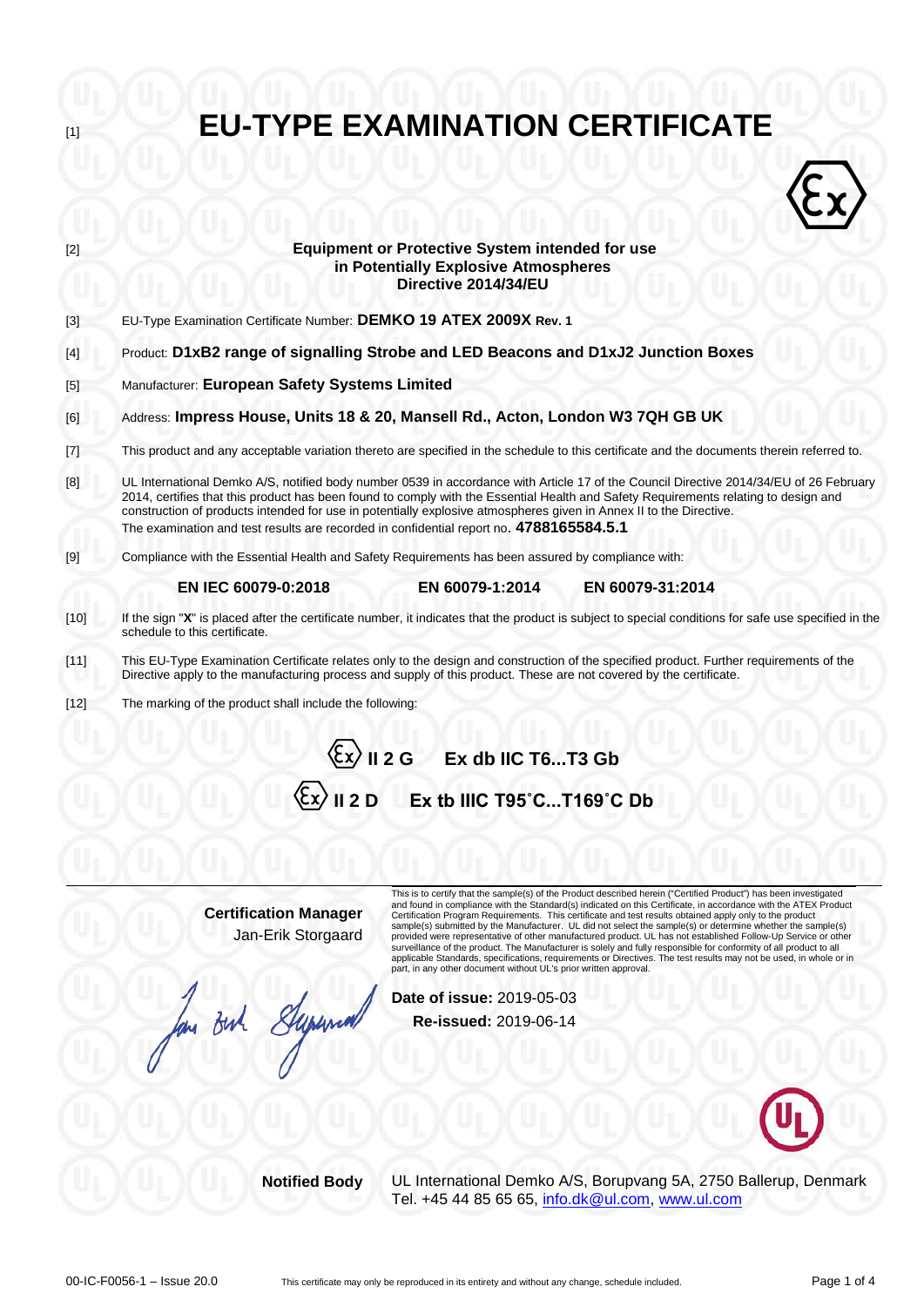[1]

# EU-TYPE EXAMINATION CERTIFICATE

[2] **Equipment or Protective System intended for use in Potentially Explosive Atmospheres Directive 2014/34/EU**

[3] EU-Type Examination Certificate Number: **DEMKO 19 ATEX 2009X Rev. 1**

[4] Product: **D1xB2 range of signalling Strobe and LED Beacons and D1xJ2 Junction Boxes**

[5] Manufacturer: **European Safety Systems Limited**

[6] Address: **Impress House, Units 18 & 20, Mansell Rd., Acton, London W3 7QH GB UK**

[7] This product and any acceptable variation thereto are specified in the schedule to this certificate and the documents therein referred to.

[8] UL International Demko A/S, notified body number 0539 in accordance with Article 17 of the Council Directive 2014/34/EU of 26 February 2014, certifies that this product has been found to comply with the Essential Health and Safety Requirements relating to design and construction of products intended for use in potentially explosive atmospheres given in Annex II to the Directive.
The examination and test results are recorded in confidential report no. **4788165584.5.1**

[9] Compliance with the Essential Health and Safety Requirements has been assured by compliance with:

**EN IEC 60079-0:2018** **EN 60079-1:2014** **EN 60079-31:2014**

[10] If the sign "**X**" is placed after the certificate number, it indicates that the product is subject to special conditions for safe use specified in the schedule to this certificate.

[11] This EU-Type Examination Certificate relates only to the design and construction of the specified product. Further requirements of the Directive apply to the manufacturing process and supply of this product. These are not covered by the certificate.

[12] The marking of the product shall include the following:

**Ex II 2 G Ex db IIC T6...T3 Gb**

**Ex II 2 D Ex tb IIIC T95˚C...T169˚C Db**

**Certification Manager**
Jan-Erik Storgaard

This is to certify that the sample(s) of the Product described herein ("Certified Product") has been investigated and found in compliance with the Standard(s) indicated on this Certificate, in accordance with the ATEX Product Certification Program Requirements. This certificate and test results obtained apply only to the product sample(s) submitted by the Manufacturer. UL did not select the sample(s) or determine whether the sample(s) provided were representative of other manufactured product. UL has not established Follow-Up Service or other surveillance of the product. The Manufacturer is solely and fully responsible for conformity of all product to all applicable Standards, specifications, requirements or Directives. The test results may not be used, in whole or in part, in any other document without UL's prior written approval.

**Date of issue:** 2019-05-03
**Re-issued:** 2019-06-14

**Notified Body** UL International Demko A/S, Borupvang 5A, 2750 Ballerup, Denmark
Tel. +45 44 85 65 65, info.dk@ul.com, www.ul.com

00-IC-F0056-1 – Issue 20.0 This certificate may only be reproduced in its entirety and without any change, schedule included.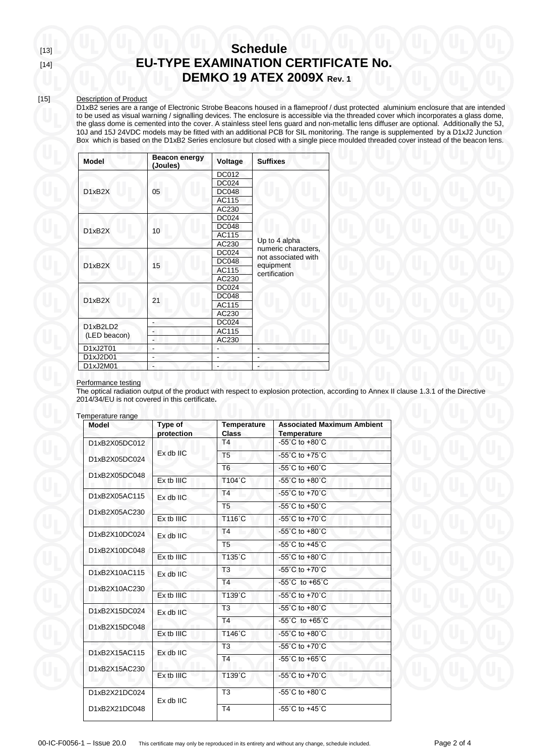[13] [14]

# Schedule
# EU-TYPE EXAMINATION CERTIFICATE No. DEMKO 19 ATEX 2009X Rev. 1

[15] Description of Product

D1xB2 series are a range of Electronic Strobe Beacons housed in a flameproof / dust protected aluminium enclosure that are intended to be used as visual warning / signalling devices. The enclosure is accessible via the threaded cover which incorporates a glass dome, the glass dome is cemented into the cover. A stainless steel lens guard and non-metallic lens diffuser are optional. Additionally the 5J, 10J and 15J 24VDC models may be fitted with an additional PCB for SIL monitoring. The range is supplemented by a D1xJ2 Junction Box which is based on the D1xB2 Series enclosure but closed with a single piece moulded threaded cover instead of the beacon lens.

| Model | Beacon energy (Joules) | Voltage | Suffixes |
|---|---|---|---|
| D1xB2X | 05 | DC012 | Up to 4 alpha numeric characters, not associated with equipment certification |
| | | DC024 | |
| | | DC048 | |
| | | AC115 | |
| | | AC230 | |
| D1xB2X | 10 | DC024 | |
| | | DC048 | |
| | | AC115 | |
| | | AC230 | |
| D1xB2X | 15 | DC024 | |
| | | DC048 | |
| | | AC115 | |
| | | AC230 | |
| D1xB2X | 21 | DC024 | |
| | | DC048 | |
| | | AC115 | |
| | | AC230 | |
| D1xB2LD2 (LED beacon) | - | DC024 | |
| | - | AC115 | |
| | - | AC230 | |
| D1xJ2T01 | - | - | - |
| D1xJ2D01 | - | - | - |
| D1xJ2M01 | - | - | - |

Performance testing

The optical radiation output of the product with respect to explosion protection, according to Annex II clause 1.3.1 of the Directive 2014/34/EU is not covered in this certificate.

Temperature range

| Model | Type of protection | Temperature Class | Associated Maximum Ambient Temperature |
|---|---|---|---|
| D1xB2X05DC012<br>D1xB2X05DC024<br>D1xB2X05DC048 | Ex db IIC | T4 | -55˚C to +80˚C |
| | | T5 | -55˚C to +75˚C |
| | | T6 | -55˚C to +60˚C |
| | Ex tb IIIC | T104˚C | -55˚C to +80˚C |
| D1xB2X05AC115<br>D1xB2X05AC230 | Ex db IIC | T4 | -55˚C to +70˚C |
| | | T5 | -55˚C to +50˚C |
| | Ex tb IIIC | T116˚C | -55˚C to +70˚C |
| D1xB2X10DC024<br>D1xB2X10DC048 | Ex db IIC | T4 | -55˚C to +80˚C |
| | | T5 | -55˚C to +45˚C |
| | Ex tb IIIC | T135˚C | -55˚C to +80˚C |
| D1xB2X10AC115<br>D1xB2X10AC230 | Ex db IIC | T3 | -55˚C to +70˚C |
| | | T4 | -55˚C to +65˚C |
| | Ex tb IIIC | T139˚C | -55˚C to +70˚C |
| D1xB2X15DC024<br>D1xB2X15DC048 | Ex db IIC | T3 | -55˚C to +80˚C |
| | | T4 | -55˚C to +65˚C |
| | Ex tb IIIC | T146˚C | -55˚C to +80˚C |
| D1xB2X15AC115<br>D1xB2X15AC230 | Ex db IIC | T3 | -55˚C to +70˚C |
| | | T4 | -55˚C to +65˚C |
| | Ex tb IIIC | T139˚C | -55˚C to +70˚C |
| D1xB2X21DC024<br>D1xB2X21DC048 | Ex db IIC | T3 | -55˚C to +80˚C |
| | | T4 | -55˚C to +45˚C |

00-IC-F0056-1 – Issue 20.0 This certificate may only be reproduced in its entirety and without any change, schedule included.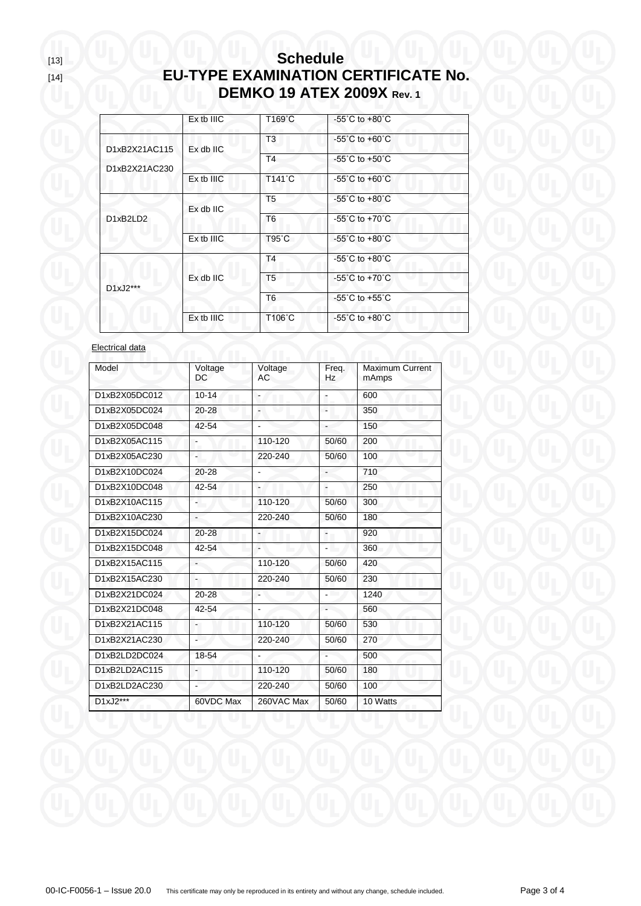[13] [14]

# Schedule
# EU-TYPE EXAMINATION CERTIFICATE No. DEMKO 19 ATEX 2009X Rev. 1

| | | | |
|---|---|---|---|
| | Ex tb IIIC | T169˚C | -55˚C to +80˚C |
| D1xB2X21AC115<br>D1xB2X21AC230 | Ex db IIC | T3 | -55˚C to +60˚C |
| | | T4 | -55˚C to +50˚C |
| | Ex tb IIIC | T141˚C | -55˚C to +60˚C |
| D1xB2LD2 | Ex db IIC | T5 | -55˚C to +80˚C |
| | | T6 | -55˚C to +70˚C |
| | Ex tb IIIC | T95˚C | -55˚C to +80˚C |
| D1xJ2*** | Ex db IIC | T4 | -55˚C to +80˚C |
| | | T5 | -55˚C to +70˚C |
| | | T6 | -55˚C to +55˚C |
| | Ex tb IIIC | T106˚C | -55˚C to +80˚C |

Electrical data

| Model | Voltage DC | Voltage AC | Freq. Hz | Maximum Current mAmps |
|---|---|---|---|---|
| D1xB2X05DC012 | 10-14 | - | - | 600 |
| D1xB2X05DC024 | 20-28 | - | - | 350 |
| D1xB2X05DC048 | 42-54 | - | - | 150 |
| D1xB2X05AC115 | - | 110-120 | 50/60 | 200 |
| D1xB2X05AC230 | - | 220-240 | 50/60 | 100 |
| D1xB2X10DC024 | 20-28 | - | - | 710 |
| D1xB2X10DC048 | 42-54 | - | - | 250 |
| D1xB2X10AC115 | - | 110-120 | 50/60 | 300 |
| D1xB2X10AC230 | - | 220-240 | 50/60 | 180 |
| D1xB2X15DC024 | 20-28 | - | - | 920 |
| D1xB2X15DC048 | 42-54 | - | - | 360 |
| D1xB2X15AC115 | - | 110-120 | 50/60 | 420 |
| D1xB2X15AC230 | - | 220-240 | 50/60 | 230 |
| D1xB2X21DC024 | 20-28 | - | - | 1240 |
| D1xB2X21DC048 | 42-54 | - | - | 560 |
| D1xB2X21AC115 | - | 110-120 | 50/60 | 530 |
| D1xB2X21AC230 | - | 220-240 | 50/60 | 270 |
| D1xB2LD2DC024 | 18-54 | - | - | 500 |
| D1xB2LD2AC115 | - | 110-120 | 50/60 | 180 |
| D1xB2LD2AC230 | - | 220-240 | 50/60 | 100 |
| D1xJ2*** | 60VDC Max | 260VAC Max | 50/60 | 10 Watts |

00-IC-F0056-1 – Issue 20.0 This certificate may only be reproduced in its entirety and without any change, schedule included.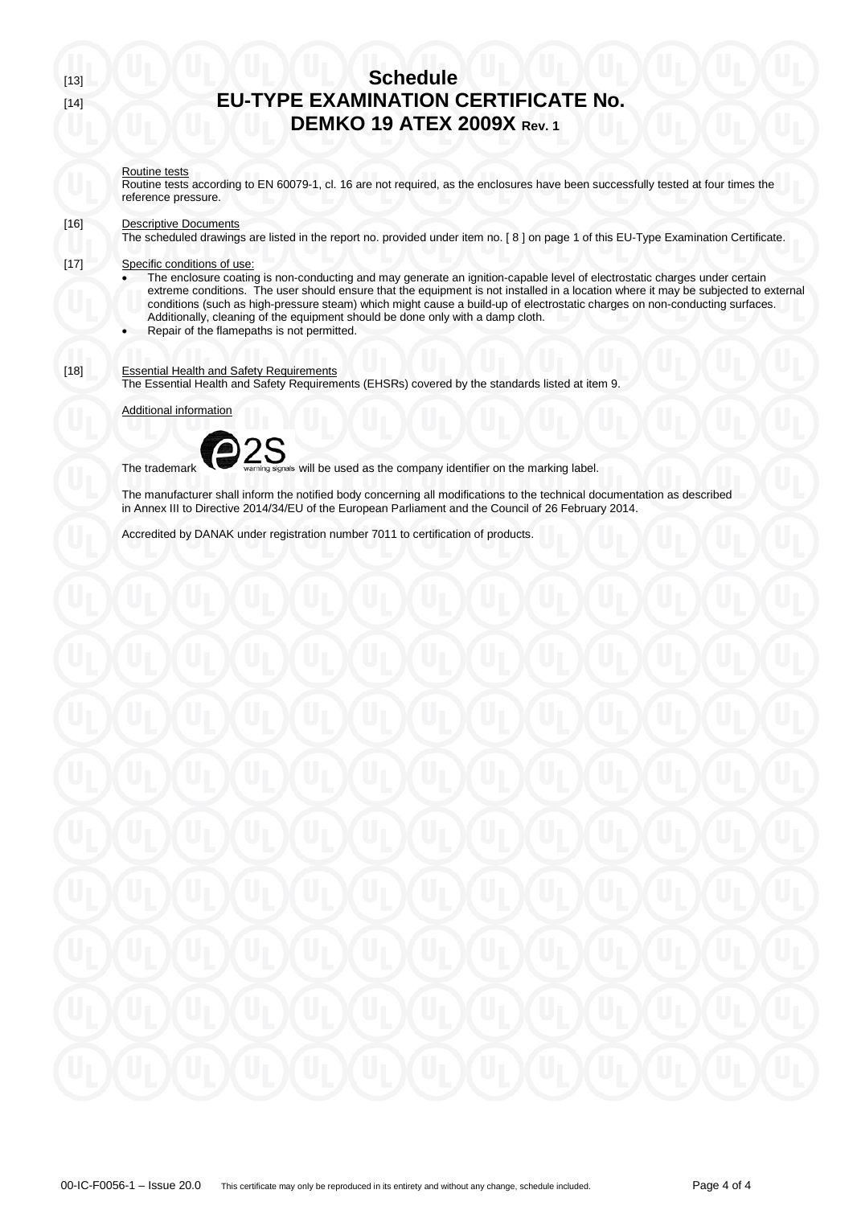[13]

# Schedule

[14]

# EU-TYPE EXAMINATION CERTIFICATE No. DEMKO 19 ATEX 2009X Rev. 1

Routine tests

Routine tests according to EN 60079-1, cl. 16 are not required, as the enclosures have been successfully tested at four times the reference pressure.

[16] Descriptive Documents

The scheduled drawings are listed in the report no. provided under item no. [ 8 ] on page 1 of this EU-Type Examination Certificate.

[17] Specific conditions of use:

- The enclosure coating is non-conducting and may generate an ignition-capable level of electrostatic charges under certain extreme conditions. The user should ensure that the equipment is not installed in a location where it may be subjected to external conditions (such as high-pressure steam) which might cause a build-up of electrostatic charges on non-conducting surfaces. Additionally, cleaning of the equipment should be done only with a damp cloth.
- Repair of the flamepaths is not permitted.

[18] Essential Health and Safety Requirements

The Essential Health and Safety Requirements (EHSRs) covered by the standards listed at item 9.

Additional information

The trademark e2S warning signals will be used as the company identifier on the marking label.

The manufacturer shall inform the notified body concerning all modifications to the technical documentation as described in Annex III to Directive 2014/34/EU of the European Parliament and the Council of 26 February 2014.

Accredited by DANAK under registration number 7011 to certification of products.

00-IC-F0056-1 – Issue 20.0 This certificate may only be reproduced in its entirety and without any change, schedule included.